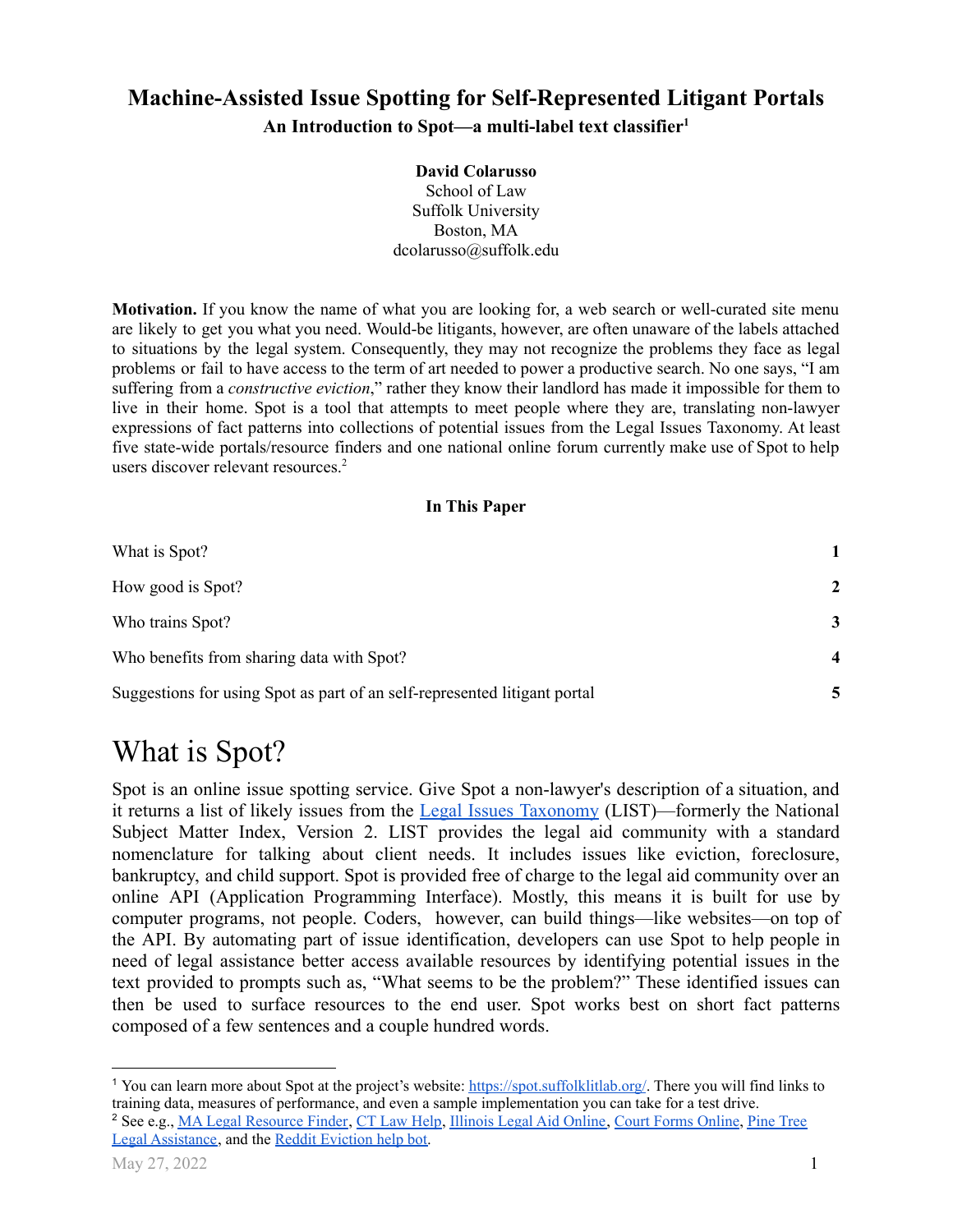# Machine-Assisted Issue Spotting for Self-Represented Litigant Portals

**An Introduction to Spot—a multi-label text classifier[1]**

**David Colarusso**
School of Law
Suffolk University
Boston, MA
dcolarusso@suffolk.edu

**Motivation.** If you know the name of what you are looking for, a web search or well-curated site menu are likely to get you what you need. Would-be litigants, however, are often unaware of the labels attached to situations by the legal system. Consequently, they may not recognize the problems they face as legal problems or fail to have access to the term of art needed to power a productive search. No one says, "I am suffering from a *constructive eviction*," rather they know their landlord has made it impossible for them to live in their home. Spot is a tool that attempts to meet people where they are, translating non-lawyer expressions of fact patterns into collections of potential issues from the Legal Issues Taxonomy. At least five state-wide portals/resource finders and one national online forum currently make use of Spot to help users discover relevant resources.[2]

**In This Paper**

| | |
|---|---|
| What is Spot? | **1** |
| How good is Spot? | **2** |
| Who trains Spot? | **3** |
| Who benefits from sharing data with Spot? | **4** |
| Suggestions for using Spot as part of an self-represented litigant portal | **5** |

# What is Spot?

Spot is an online issue spotting service. Give Spot a non-lawyer's description of a situation, and it returns a list of likely issues from the Legal Issues Taxonomy (LIST)—formerly the National Subject Matter Index, Version 2. LIST provides the legal aid community with a standard nomenclature for talking about client needs. It includes issues like eviction, foreclosure, bankruptcy, and child support. Spot is provided free of charge to the legal aid community over an online API (Application Programming Interface). Mostly, this means it is built for use by computer programs, not people. Coders, however, can build things—like websites—on top of the API. By automating part of issue identification, developers can use Spot to help people in need of legal assistance better access available resources by identifying potential issues in the text provided to prompts such as, "What seems to be the problem?" These identified issues can then be used to surface resources to the end user. Spot works best on short fact patterns composed of a few sentences and a couple hundred words.

---

[1] You can learn more about Spot at the project's website: https://spot.suffolklitlab.org/. There you will find links to training data, measures of performance, and even a sample implementation you can take for a test drive.

[2] See e.g., MA Legal Resource Finder, CT Law Help, Illinois Legal Aid Online, Court Forms Online, Pine Tree Legal Assistance, and the Reddit Eviction help bot.

May 27, 2022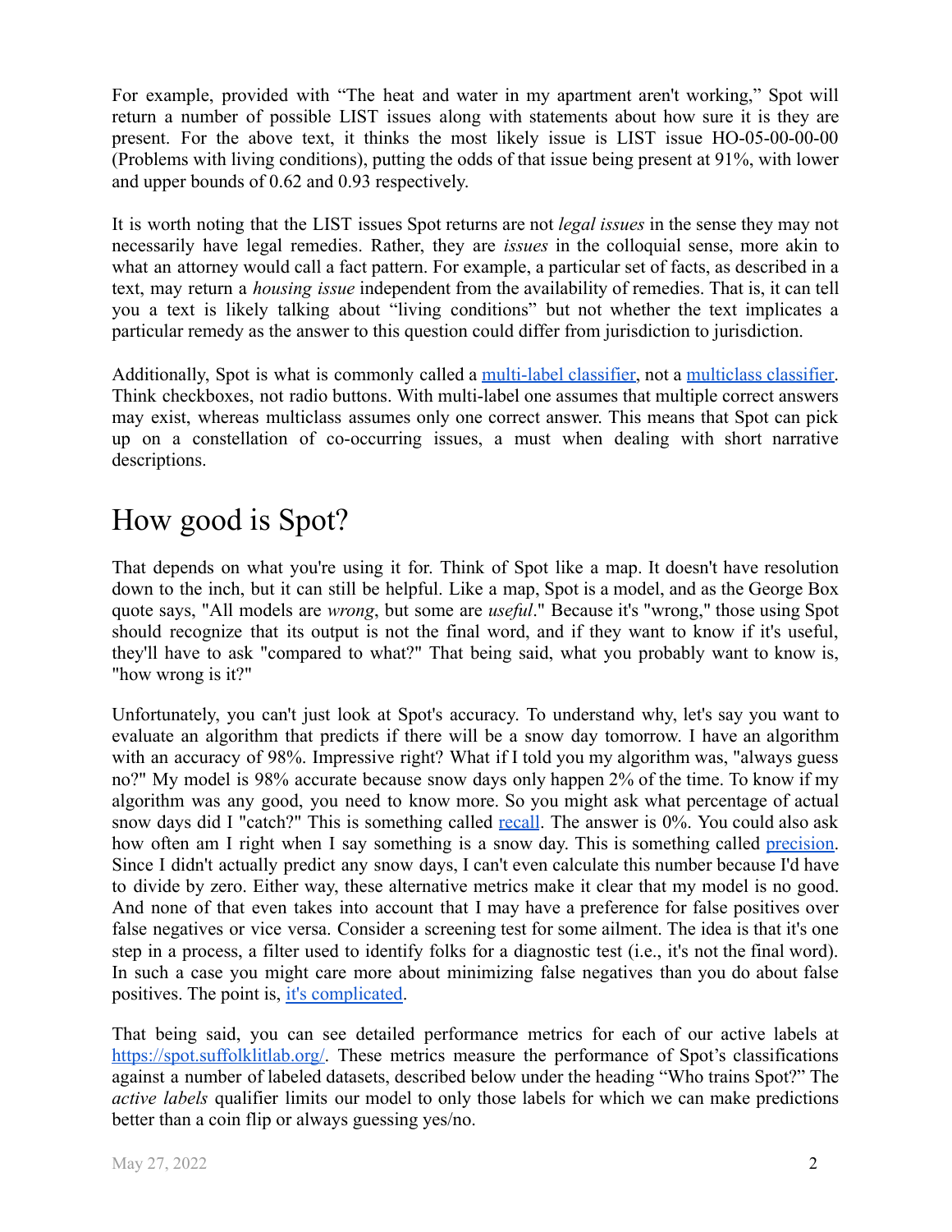For example, provided with "The heat and water in my apartment aren't working," Spot will return a number of possible LIST issues along with statements about how sure it is they are present. For the above text, it thinks the most likely issue is LIST issue HO-05-00-00-00 (Problems with living conditions), putting the odds of that issue being present at 91%, with lower and upper bounds of 0.62 and 0.93 respectively.

It is worth noting that the LIST issues Spot returns are not *legal issues* in the sense they may not necessarily have legal remedies. Rather, they are *issues* in the colloquial sense, more akin to what an attorney would call a fact pattern. For example, a particular set of facts, as described in a text, may return a *housing issue* independent from the availability of remedies. That is, it can tell you a text is likely talking about "living conditions" but not whether the text implicates a particular remedy as the answer to this question could differ from jurisdiction to jurisdiction.

Additionally, Spot is what is commonly called a [multi-label classifier](), not a [multiclass classifier](). Think checkboxes, not radio buttons. With multi-label one assumes that multiple correct answers may exist, whereas multiclass assumes only one correct answer. This means that Spot can pick up on a constellation of co-occurring issues, a must when dealing with short narrative descriptions.

# How good is Spot?

That depends on what you're using it for. Think of Spot like a map. It doesn't have resolution down to the inch, but it can still be helpful. Like a map, Spot is a model, and as the George Box quote says, "All models are *wrong*, but some are *useful*." Because it's "wrong," those using Spot should recognize that its output is not the final word, and if they want to know if it's useful, they'll have to ask "compared to what?" That being said, what you probably want to know is, "how wrong is it?"

Unfortunately, you can't just look at Spot's accuracy. To understand why, let's say you want to evaluate an algorithm that predicts if there will be a snow day tomorrow. I have an algorithm with an accuracy of 98%. Impressive right? What if I told you my algorithm was, "always guess no?" My model is 98% accurate because snow days only happen 2% of the time. To know if my algorithm was any good, you need to know more. So you might ask what percentage of actual snow days did I "catch?" This is something called [recall](). The answer is 0%. You could also ask how often am I right when I say something is a snow day. This is something called [precision](). Since I didn't actually predict any snow days, I can't even calculate this number because I'd have to divide by zero. Either way, these alternative metrics make it clear that my model is no good. And none of that even takes into account that I may have a preference for false positives over false negatives or vice versa. Consider a screening test for some ailment. The idea is that it's one step in a process, a filter used to identify folks for a diagnostic test (i.e., it's not the final word). In such a case you might care more about minimizing false negatives than you do about false positives. The point is, [it's complicated]().

That being said, you can see detailed performance metrics for each of our active labels at [https://spot.suffolklitlab.org/](https://spot.suffolklitlab.org/). These metrics measure the performance of Spot's classifications against a number of labeled datasets, described below under the heading "Who trains Spot?" The *active labels* qualifier limits our model to only those labels for which we can make predictions better than a coin flip or always guessing yes/no.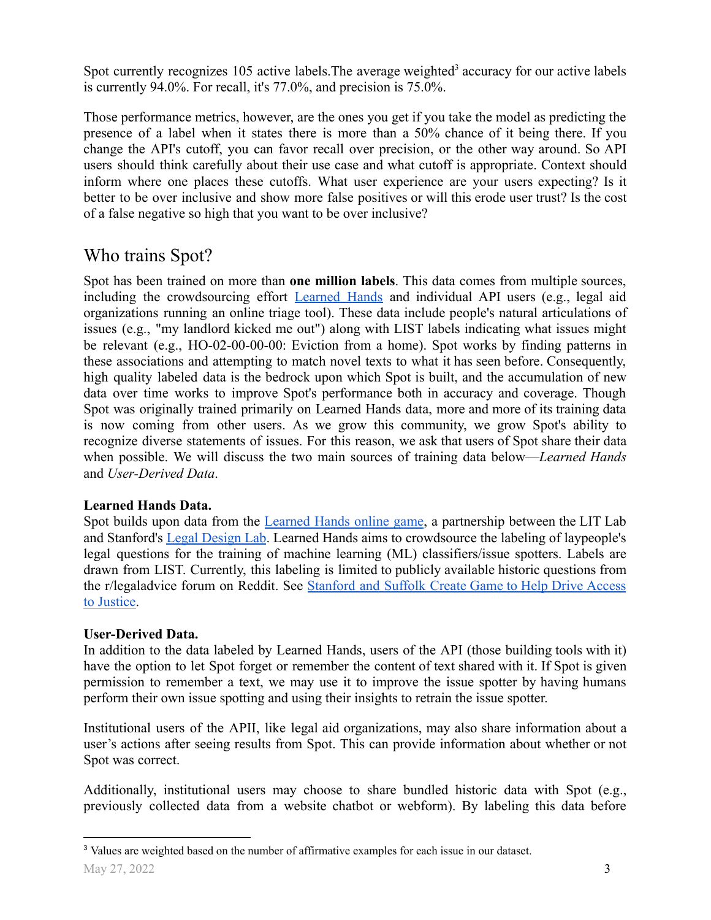Spot currently recognizes 105 active labels.The average weighted[3] accuracy for our active labels is currently 94.0%. For recall, it's 77.0%, and precision is 75.0%.

Those performance metrics, however, are the ones you get if you take the model as predicting the presence of a label when it states there is more than a 50% chance of it being there. If you change the API's cutoff, you can favor recall over precision, or the other way around. So API users should think carefully about their use case and what cutoff is appropriate. Context should inform where one places these cutoffs. What user experience are your users expecting? Is it better to be over inclusive and show more false positives or will this erode user trust? Is the cost of a false negative so high that you want to be over inclusive?

## Who trains Spot?

Spot has been trained on more than **one million labels**. This data comes from multiple sources, including the crowdsourcing effort Learned Hands and individual API users (e.g., legal aid organizations running an online triage tool). These data include people's natural articulations of issues (e.g., "my landlord kicked me out") along with LIST labels indicating what issues might be relevant (e.g., HO-02-00-00-00: Eviction from a home). Spot works by finding patterns in these associations and attempting to match novel texts to what it has seen before. Consequently, high quality labeled data is the bedrock upon which Spot is built, and the accumulation of new data over time works to improve Spot's performance both in accuracy and coverage. Though Spot was originally trained primarily on Learned Hands data, more and more of its training data is now coming from other users. As we grow this community, we grow Spot's ability to recognize diverse statements of issues. For this reason, we ask that users of Spot share their data when possible. We will discuss the two main sources of training data below—*Learned Hands* and *User-Derived Data*.

**Learned Hands Data.**
Spot builds upon data from the Learned Hands online game, a partnership between the LIT Lab and Stanford's Legal Design Lab. Learned Hands aims to crowdsource the labeling of laypeople's legal questions for the training of machine learning (ML) classifiers/issue spotters. Labels are drawn from LIST. Currently, this labeling is limited to publicly available historic questions from the r/legaladvice forum on Reddit. See Stanford and Suffolk Create Game to Help Drive Access to Justice.

**User-Derived Data.**
In addition to the data labeled by Learned Hands, users of the API (those building tools with it) have the option to let Spot forget or remember the content of text shared with it. If Spot is given permission to remember a text, we may use it to improve the issue spotter by having humans perform their own issue spotting and using their insights to retrain the issue spotter.

Institutional users of the APII, like legal aid organizations, may also share information about a user's actions after seeing results from Spot. This can provide information about whether or not Spot was correct.

Additionally, institutional users may choose to share bundled historic data with Spot (e.g., previously collected data from a website chatbot or webform). By labeling this data before

[3] Values are weighted based on the number of affirmative examples for each issue in our dataset.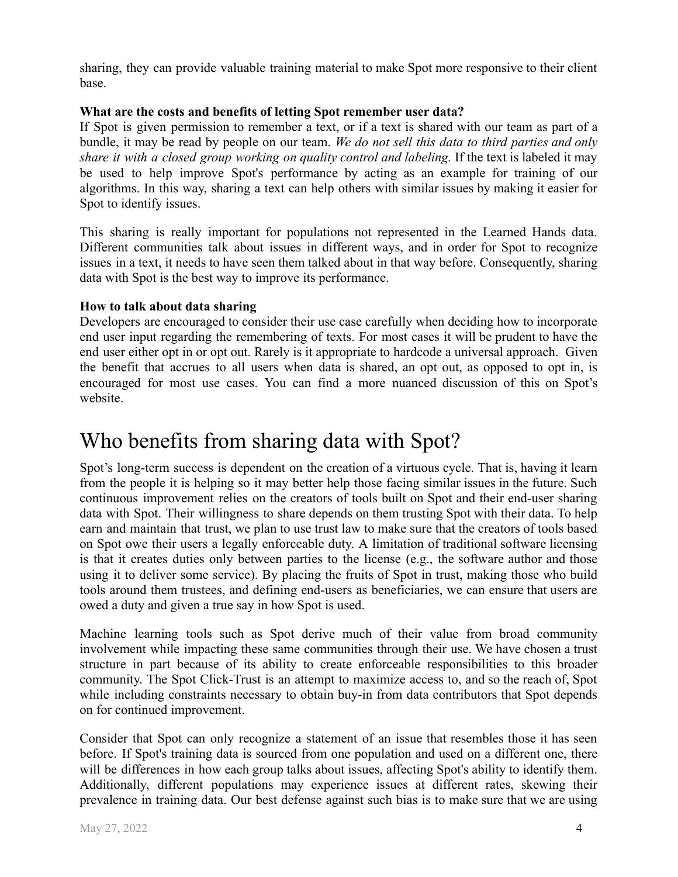sharing, they can provide valuable training material to make Spot more responsive to their client base.

**What are the costs and benefits of letting Spot remember user data?**

If Spot is given permission to remember a text, or if a text is shared with our team as part of a bundle, it may be read by people on our team. *We do not sell this data to third parties and only share it with a closed group working on quality control and labeling.* If the text is labeled it may be used to help improve Spot's performance by acting as an example for training of our algorithms. In this way, sharing a text can help others with similar issues by making it easier for Spot to identify issues.

This sharing is really important for populations not represented in the Learned Hands data. Different communities talk about issues in different ways, and in order for Spot to recognize issues in a text, it needs to have seen them talked about in that way before. Consequently, sharing data with Spot is the best way to improve its performance.

**How to talk about data sharing**

Developers are encouraged to consider their use case carefully when deciding how to incorporate end user input regarding the remembering of texts. For most cases it will be prudent to have the end user either opt in or opt out. Rarely is it appropriate to hardcode a universal approach. Given the benefit that accrues to all users when data is shared, an opt out, as opposed to opt in, is encouraged for most use cases. You can find a more nuanced discussion of this on Spot's website.

# Who benefits from sharing data with Spot?

Spot's long-term success is dependent on the creation of a virtuous cycle. That is, having it learn from the people it is helping so it may better help those facing similar issues in the future. Such continuous improvement relies on the creators of tools built on Spot and their end-user sharing data with Spot. Their willingness to share depends on them trusting Spot with their data. To help earn and maintain that trust, we plan to use trust law to make sure that the creators of tools based on Spot owe their users a legally enforceable duty. A limitation of traditional software licensing is that it creates duties only between parties to the license (e.g., the software author and those using it to deliver some service). By placing the fruits of Spot in trust, making those who build tools around them trustees, and defining end-users as beneficiaries, we can ensure that users are owed a duty and given a true say in how Spot is used.

Machine learning tools such as Spot derive much of their value from broad community involvement while impacting these same communities through their use. We have chosen a trust structure in part because of its ability to create enforceable responsibilities to this broader community. The Spot Click-Trust is an attempt to maximize access to, and so the reach of, Spot while including constraints necessary to obtain buy-in from data contributors that Spot depends on for continued improvement.

Consider that Spot can only recognize a statement of an issue that resembles those it has seen before. If Spot's training data is sourced from one population and used on a different one, there will be differences in how each group talks about issues, affecting Spot's ability to identify them. Additionally, different populations may experience issues at different rates, skewing their prevalence in training data. Our best defense against such bias is to make sure that we are using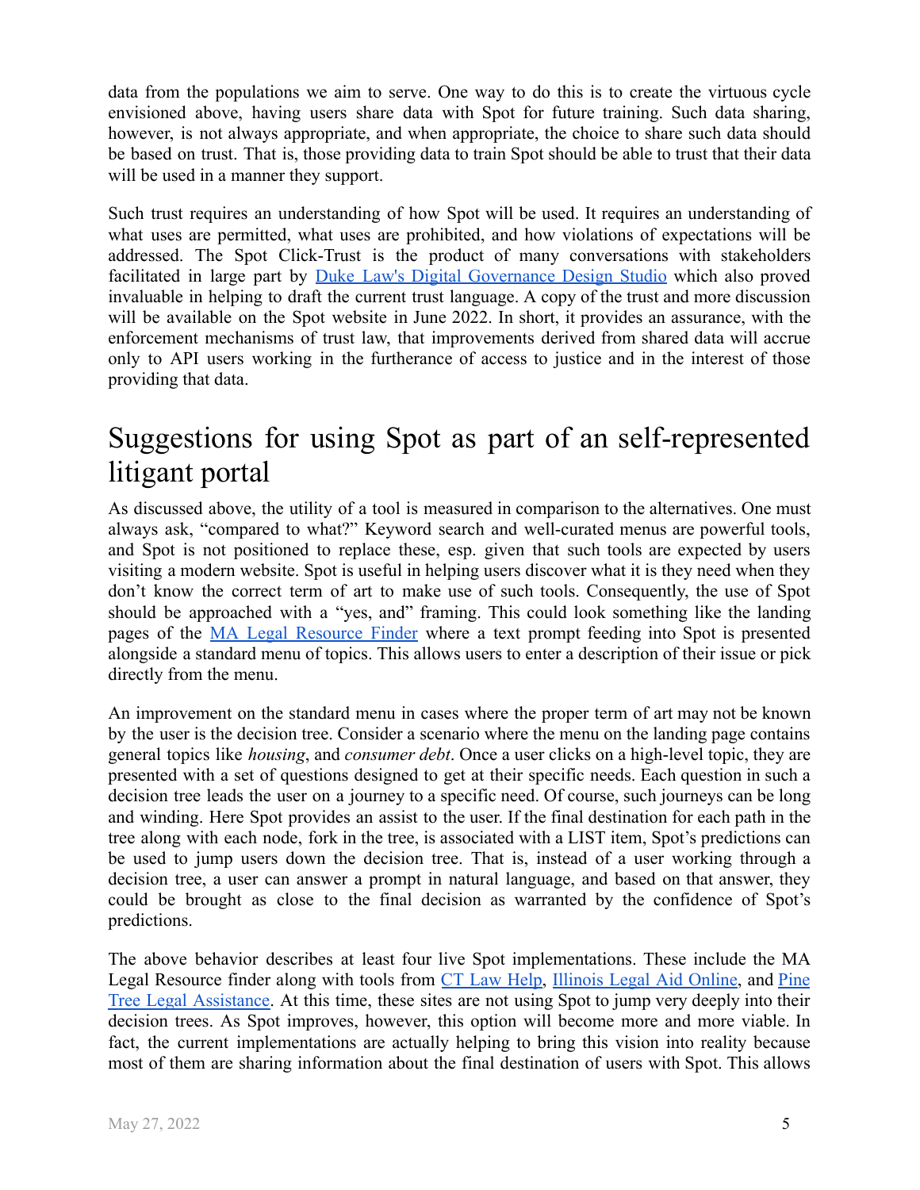data from the populations we aim to serve. One way to do this is to create the virtuous cycle envisioned above, having users share data with Spot for future training. Such data sharing, however, is not always appropriate, and when appropriate, the choice to share such data should be based on trust. That is, those providing data to train Spot should be able to trust that their data will be used in a manner they support.

Such trust requires an understanding of how Spot will be used. It requires an understanding of what uses are permitted, what uses are prohibited, and how violations of expectations will be addressed. The Spot Click-Trust is the product of many conversations with stakeholders facilitated in large part by [Duke Law's Digital Governance Design Studio](#) which also proved invaluable in helping to draft the current trust language. A copy of the trust and more discussion will be available on the Spot website in June 2022. In short, it provides an assurance, with the enforcement mechanisms of trust law, that improvements derived from shared data will accrue only to API users working in the furtherance of access to justice and in the interest of those providing that data.

# Suggestions for using Spot as part of an self-represented litigant portal

As discussed above, the utility of a tool is measured in comparison to the alternatives. One must always ask, "compared to what?" Keyword search and well-curated menus are powerful tools, and Spot is not positioned to replace these, esp. given that such tools are expected by users visiting a modern website. Spot is useful in helping users discover what it is they need when they don't know the correct term of art to make use of such tools. Consequently, the use of Spot should be approached with a "yes, and" framing. This could look something like the landing pages of the [MA Legal Resource Finder](#) where a text prompt feeding into Spot is presented alongside a standard menu of topics. This allows users to enter a description of their issue or pick directly from the menu.

An improvement on the standard menu in cases where the proper term of art may not be known by the user is the decision tree. Consider a scenario where the menu on the landing page contains general topics like *housing*, and *consumer debt*. Once a user clicks on a high-level topic, they are presented with a set of questions designed to get at their specific needs. Each question in such a decision tree leads the user on a journey to a specific need. Of course, such journeys can be long and winding. Here Spot provides an assist to the user. If the final destination for each path in the tree along with each node, fork in the tree, is associated with a LIST item, Spot's predictions can be used to jump users down the decision tree. That is, instead of a user working through a decision tree, a user can answer a prompt in natural language, and based on that answer, they could be brought as close to the final decision as warranted by the confidence of Spot's predictions.

The above behavior describes at least four live Spot implementations. These include the MA Legal Resource finder along with tools from [CT Law Help](#), [Illinois Legal Aid Online](#), and [Pine Tree Legal Assistance](#). At this time, these sites are not using Spot to jump very deeply into their decision trees. As Spot improves, however, this option will become more and more viable. In fact, the current implementations are actually helping to bring this vision into reality because most of them are sharing information about the final destination of users with Spot. This allows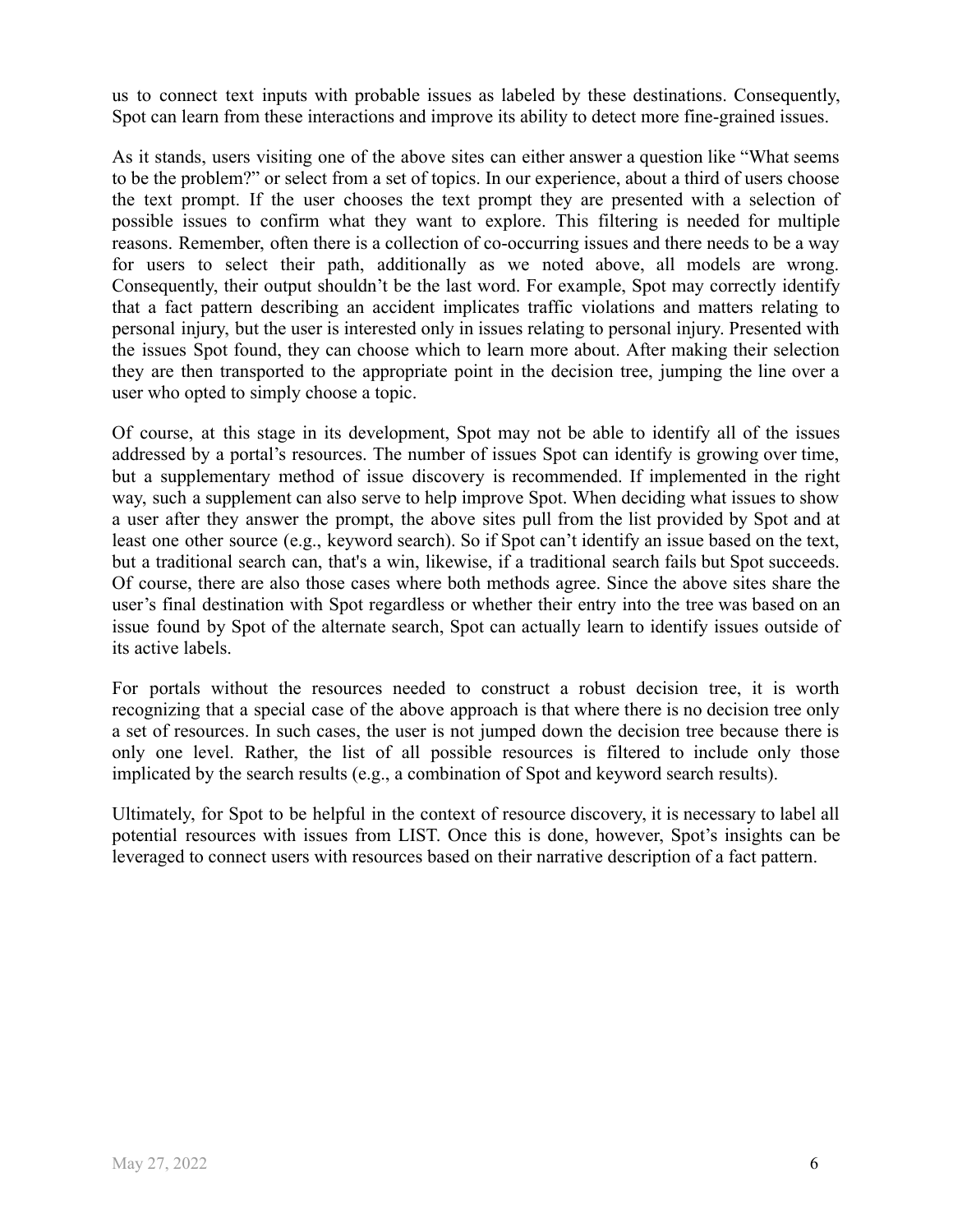us to connect text inputs with probable issues as labeled by these destinations. Consequently, Spot can learn from these interactions and improve its ability to detect more fine-grained issues.

As it stands, users visiting one of the above sites can either answer a question like "What seems to be the problem?" or select from a set of topics. In our experience, about a third of users choose the text prompt. If the user chooses the text prompt they are presented with a selection of possible issues to confirm what they want to explore. This filtering is needed for multiple reasons. Remember, often there is a collection of co-occurring issues and there needs to be a way for users to select their path, additionally as we noted above, all models are wrong. Consequently, their output shouldn't be the last word. For example, Spot may correctly identify that a fact pattern describing an accident implicates traffic violations and matters relating to personal injury, but the user is interested only in issues relating to personal injury. Presented with the issues Spot found, they can choose which to learn more about. After making their selection they are then transported to the appropriate point in the decision tree, jumping the line over a user who opted to simply choose a topic.

Of course, at this stage in its development, Spot may not be able to identify all of the issues addressed by a portal's resources. The number of issues Spot can identify is growing over time, but a supplementary method of issue discovery is recommended. If implemented in the right way, such a supplement can also serve to help improve Spot. When deciding what issues to show a user after they answer the prompt, the above sites pull from the list provided by Spot and at least one other source (e.g., keyword search). So if Spot can't identify an issue based on the text, but a traditional search can, that's a win, likewise, if a traditional search fails but Spot succeeds. Of course, there are also those cases where both methods agree. Since the above sites share the user's final destination with Spot regardless or whether their entry into the tree was based on an issue found by Spot of the alternate search, Spot can actually learn to identify issues outside of its active labels.

For portals without the resources needed to construct a robust decision tree, it is worth recognizing that a special case of the above approach is that where there is no decision tree only a set of resources. In such cases, the user is not jumped down the decision tree because there is only one level. Rather, the list of all possible resources is filtered to include only those implicated by the search results (e.g., a combination of Spot and keyword search results).

Ultimately, for Spot to be helpful in the context of resource discovery, it is necessary to label all potential resources with issues from LIST. Once this is done, however, Spot's insights can be leveraged to connect users with resources based on their narrative description of a fact pattern.